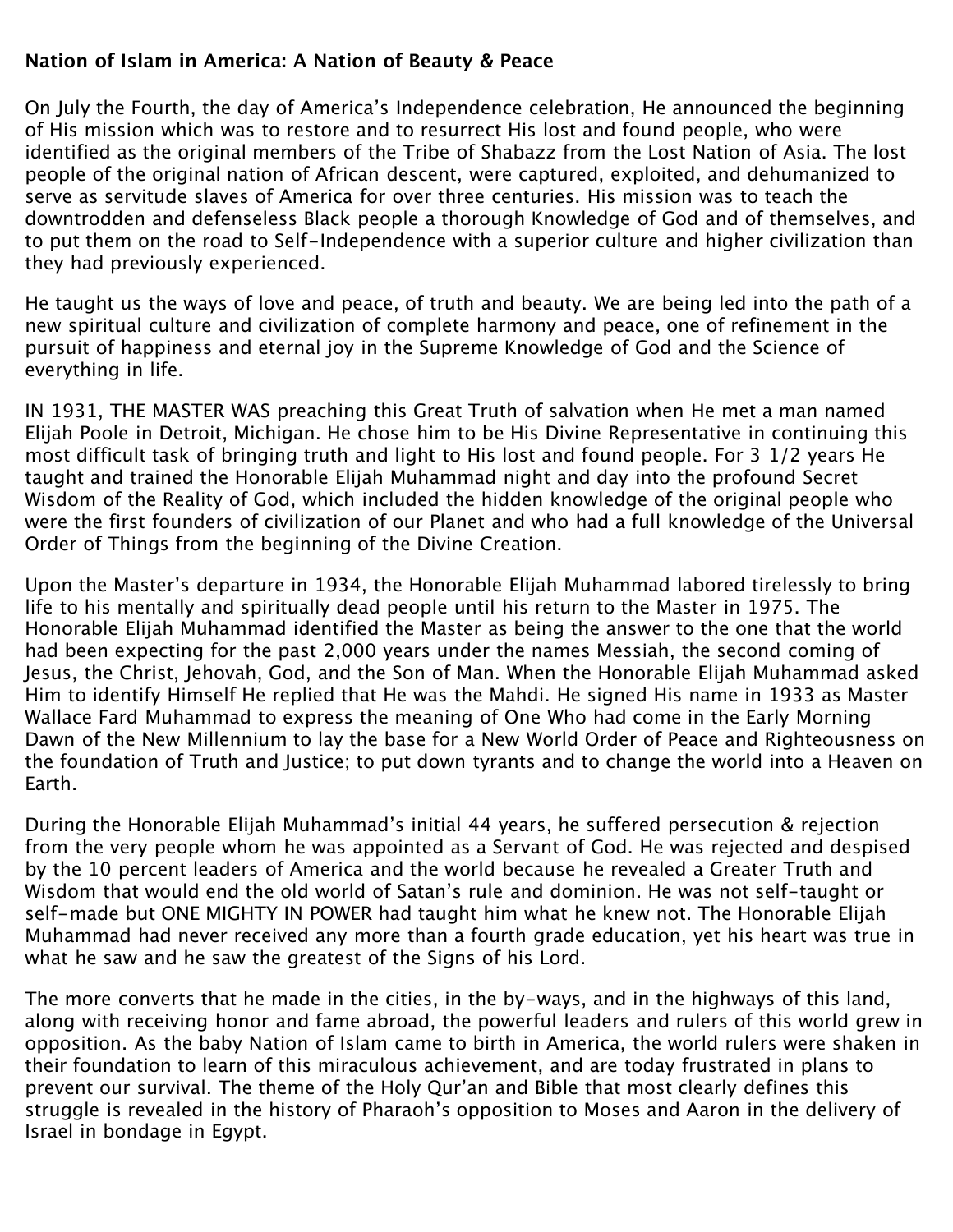**Nation of Islam in America: A Nation of Beauty & Peace**

On July the Fourth, the day of America's Independence celebration, He announced the beginning of His mission which was to restore and to resurrect His lost and found people, who were identified as the original members of the Tribe of Shabazz from the Lost Nation of Asia. The lost people of the original nation of African descent, were captured, exploited, and dehumanized to serve as servitude slaves of America for over three centuries. His mission was to teach the downtrodden and defenseless Black people a thorough Knowledge of God and of themselves, and to put them on the road to Self-Independence with a superior culture and higher civilization than they had previously experienced.

He taught us the ways of love and peace, of truth and beauty. We are being led into the path of a new spiritual culture and civilization of complete harmony and peace, one of refinement in the pursuit of happiness and eternal joy in the Supreme Knowledge of God and the Science of everything in life.

IN 1931, THE MASTER WAS preaching this Great Truth of salvation when He met a man named Elijah Poole in Detroit, Michigan. He chose him to be His Divine Representative in continuing this most difficult task of bringing truth and light to His lost and found people. For 3 1/2 years He taught and trained the Honorable Elijah Muhammad night and day into the profound Secret Wisdom of the Reality of God, which included the hidden knowledge of the original people who were the first founders of civilization of our Planet and who had a full knowledge of the Universal Order of Things from the beginning of the Divine Creation.

Upon the Master's departure in 1934, the Honorable Elijah Muhammad labored tirelessly to bring life to his mentally and spiritually dead people until his return to the Master in 1975. The Honorable Elijah Muhammad identified the Master as being the answer to the one that the world had been expecting for the past 2,000 years under the names Messiah, the second coming of Jesus, the Christ, Jehovah, God, and the Son of Man. When the Honorable Elijah Muhammad asked Him to identify Himself He replied that He was the Mahdi. He signed His name in 1933 as Master Wallace Fard Muhammad to express the meaning of One Who had come in the Early Morning Dawn of the New Millennium to lay the base for a New World Order of Peace and Righteousness on the foundation of Truth and Justice; to put down tyrants and to change the world into a Heaven on Earth.

During the Honorable Elijah Muhammad's initial 44 years, he suffered persecution & rejection from the very people whom he was appointed as a Servant of God. He was rejected and despised by the 10 percent leaders of America and the world because he revealed a Greater Truth and Wisdom that would end the old world of Satan's rule and dominion. He was not self-taught or self-made but ONE MIGHTY IN POWER had taught him what he knew not. The Honorable Elijah Muhammad had never received any more than a fourth grade education, yet his heart was true in what he saw and he saw the greatest of the Signs of his Lord.

The more converts that he made in the cities, in the by-ways, and in the highways of this land, along with receiving honor and fame abroad, the powerful leaders and rulers of this world grew in opposition. As the baby Nation of Islam came to birth in America, the world rulers were shaken in their foundation to learn of this miraculous achievement, and are today frustrated in plans to prevent our survival. The theme of the Holy Qur'an and Bible that most clearly defines this struggle is revealed in the history of Pharaoh's opposition to Moses and Aaron in the delivery of Israel in bondage in Egypt.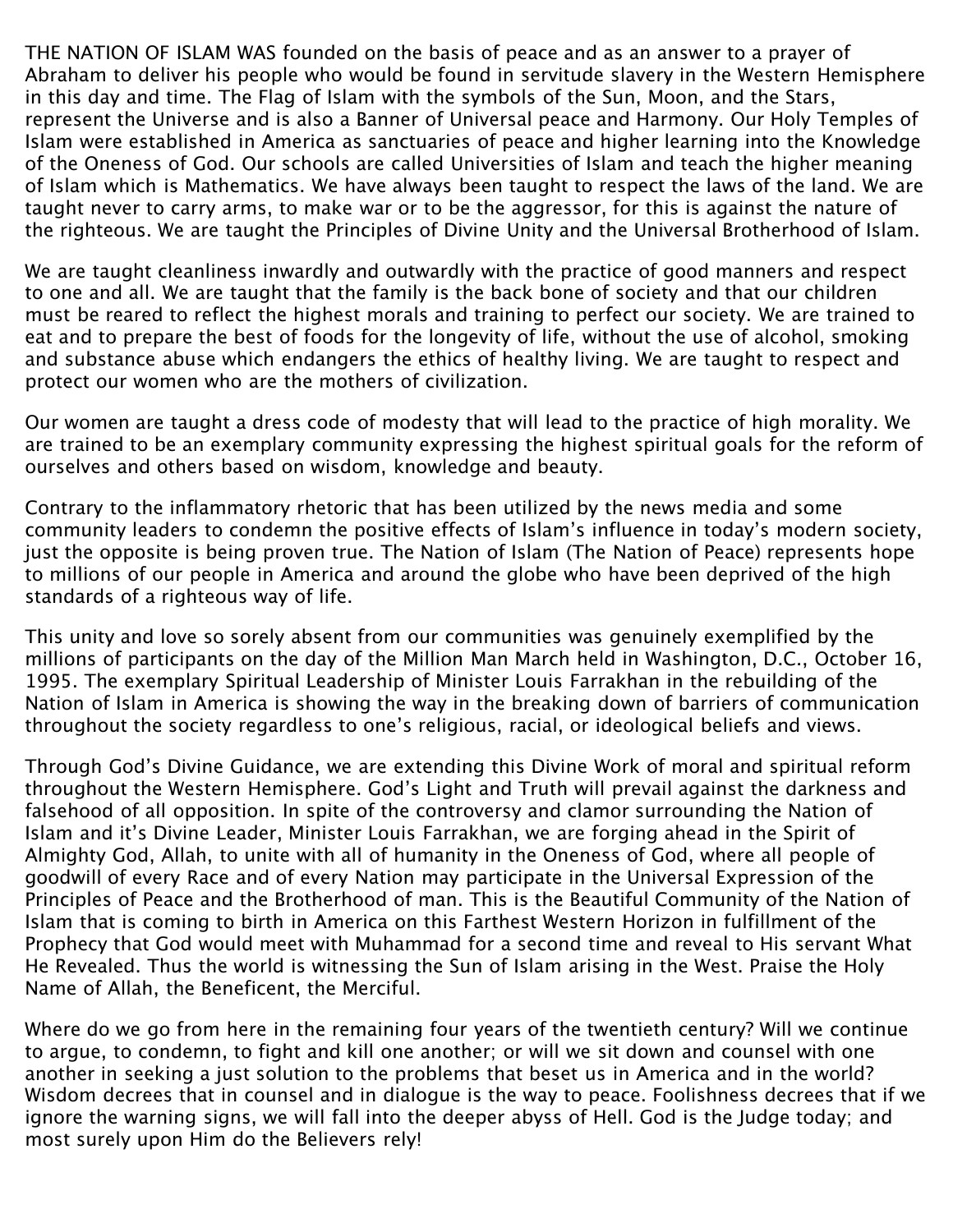THE NATION OF ISLAM WAS founded on the basis of peace and as an answer to a prayer of Abraham to deliver his people who would be found in servitude slavery in the Western Hemisphere in this day and time. The Flag of Islam with the symbols of the Sun, Moon, and the Stars, represent the Universe and is also a Banner of Universal peace and Harmony. Our Holy Temples of Islam were established in America as sanctuaries of peace and higher learning into the Knowledge of the Oneness of God. Our schools are called Universities of Islam and teach the higher meaning of Islam which is Mathematics. We have always been taught to respect the laws of the land. We are taught never to carry arms, to make war or to be the aggressor, for this is against the nature of the righteous. We are taught the Principles of Divine Unity and the Universal Brotherhood of Islam.

We are taught cleanliness inwardly and outwardly with the practice of good manners and respect to one and all. We are taught that the family is the back bone of society and that our children must be reared to reflect the highest morals and training to perfect our society. We are trained to eat and to prepare the best of foods for the longevity of life, without the use of alcohol, smoking and substance abuse which endangers the ethics of healthy living. We are taught to respect and protect our women who are the mothers of civilization.

Our women are taught a dress code of modesty that will lead to the practice of high morality. We are trained to be an exemplary community expressing the highest spiritual goals for the reform of ourselves and others based on wisdom, knowledge and beauty.

Contrary to the inflammatory rhetoric that has been utilized by the news media and some community leaders to condemn the positive effects of Islam's influence in today's modern society, just the opposite is being proven true. The Nation of Islam (The Nation of Peace) represents hope to millions of our people in America and around the globe who have been deprived of the high standards of a righteous way of life.

This unity and love so sorely absent from our communities was genuinely exemplified by the millions of participants on the day of the Million Man March held in Washington, D.C., October 16, 1995. The exemplary Spiritual Leadership of Minister Louis Farrakhan in the rebuilding of the Nation of Islam in America is showing the way in the breaking down of barriers of communication throughout the society regardless to one's religious, racial, or ideological beliefs and views.

Through God's Divine Guidance, we are extending this Divine Work of moral and spiritual reform throughout the Western Hemisphere. God's Light and Truth will prevail against the darkness and falsehood of all opposition. In spite of the controversy and clamor surrounding the Nation of Islam and it's Divine Leader, Minister Louis Farrakhan, we are forging ahead in the Spirit of Almighty God, Allah, to unite with all of humanity in the Oneness of God, where all people of goodwill of every Race and of every Nation may participate in the Universal Expression of the Principles of Peace and the Brotherhood of man. This is the Beautiful Community of the Nation of Islam that is coming to birth in America on this Farthest Western Horizon in fulfillment of the Prophecy that God would meet with Muhammad for a second time and reveal to His servant What He Revealed. Thus the world is witnessing the Sun of Islam arising in the West. Praise the Holy Name of Allah, the Beneficent, the Merciful.

Where do we go from here in the remaining four years of the twentieth century? Will we continue to argue, to condemn, to fight and kill one another; or will we sit down and counsel with one another in seeking a just solution to the problems that beset us in America and in the world? Wisdom decrees that in counsel and in dialogue is the way to peace. Foolishness decrees that if we ignore the warning signs, we will fall into the deeper abyss of Hell. God is the Judge today; and most surely upon Him do the Believers rely!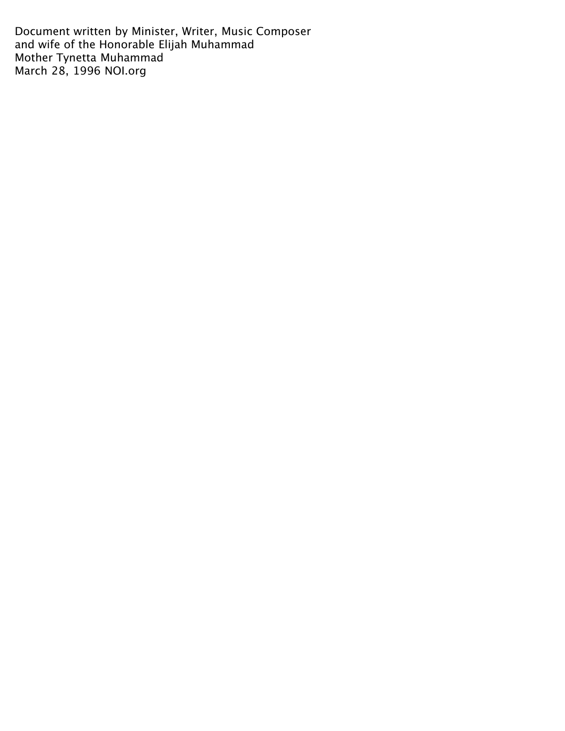Document written by Minister, Writer, Music Composer
and wife of the Honorable Elijah Muhammad
Mother Tynetta Muhammad
March 28, 1996 NOI.org